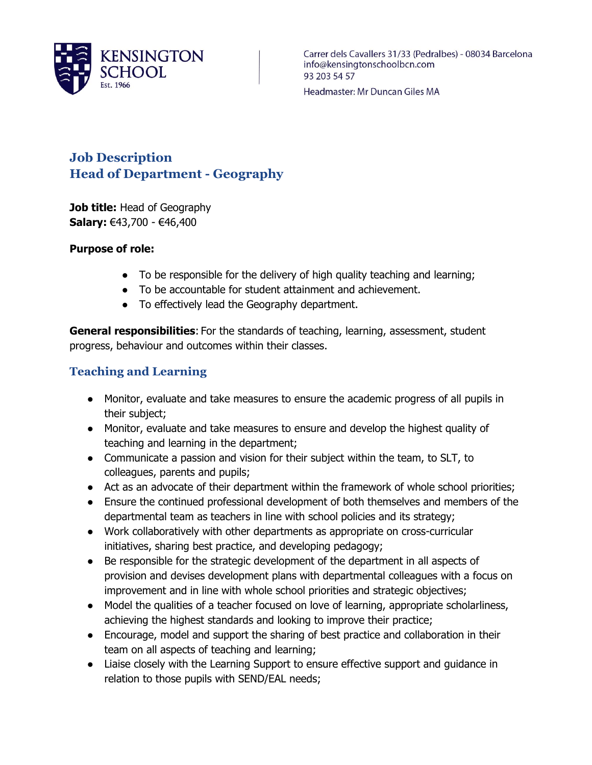KENSINGTON SCHOOL
Est. 1966

Carrer dels Cavallers 31/33 (Pedralbes) - 08034 Barcelona
info@kensingtonschoolbcn.com
93 203 54 57

Headmaster: Mr Duncan Giles MA

# Job Description
# Head of Department - Geography

**Job title:** Head of Geography
**Salary:** €43,700 - €46,400

**Purpose of role:**

- To be responsible for the delivery of high quality teaching and learning;
- To be accountable for student attainment and achievement.
- To effectively lead the Geography department.

**General responsibilities**: For the standards of teaching, learning, assessment, student progress, behaviour and outcomes within their classes.

## Teaching and Learning

- Monitor, evaluate and take measures to ensure the academic progress of all pupils in their subject;
- Monitor, evaluate and take measures to ensure and develop the highest quality of teaching and learning in the department;
- Communicate a passion and vision for their subject within the team, to SLT, to colleagues, parents and pupils;
- Act as an advocate of their department within the framework of whole school priorities;
- Ensure the continued professional development of both themselves and members of the departmental team as teachers in line with school policies and its strategy;
- Work collaboratively with other departments as appropriate on cross-curricular initiatives, sharing best practice, and developing pedagogy;
- Be responsible for the strategic development of the department in all aspects of provision and devises development plans with departmental colleagues with a focus on improvement and in line with whole school priorities and strategic objectives;
- Model the qualities of a teacher focused on love of learning, appropriate scholarliness, achieving the highest standards and looking to improve their practice;
- Encourage, model and support the sharing of best practice and collaboration in their team on all aspects of teaching and learning;
- Liaise closely with the Learning Support to ensure effective support and guidance in relation to those pupils with SEND/EAL needs;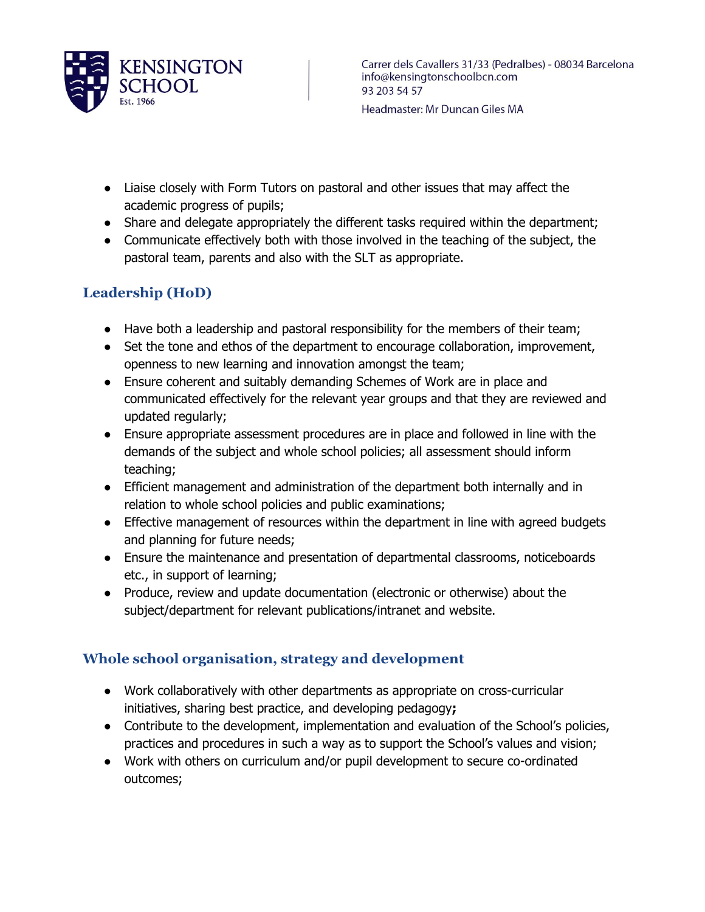- Liaise closely with Form Tutors on pastoral and other issues that may affect the academic progress of pupils;
- Share and delegate appropriately the different tasks required within the department;
- Communicate effectively both with those involved in the teaching of the subject, the pastoral team, parents and also with the SLT as appropriate.

### Leadership (HoD)

- Have both a leadership and pastoral responsibility for the members of their team;
- Set the tone and ethos of the department to encourage collaboration, improvement, openness to new learning and innovation amongst the team;
- Ensure coherent and suitably demanding Schemes of Work are in place and communicated effectively for the relevant year groups and that they are reviewed and updated regularly;
- Ensure appropriate assessment procedures are in place and followed in line with the demands of the subject and whole school policies; all assessment should inform teaching;
- Efficient management and administration of the department both internally and in relation to whole school policies and public examinations;
- Effective management of resources within the department in line with agreed budgets and planning for future needs;
- Ensure the maintenance and presentation of departmental classrooms, noticeboards etc., in support of learning;
- Produce, review and update documentation (electronic or otherwise) about the subject/department for relevant publications/intranet and website.

### Whole school organisation, strategy and development

- Work collaboratively with other departments as appropriate on cross-curricular initiatives, sharing best practice, and developing pedagogy**;**
- Contribute to the development, implementation and evaluation of the School's policies, practices and procedures in such a way as to support the School's values and vision;
- Work with others on curriculum and/or pupil development to secure co-ordinated outcomes;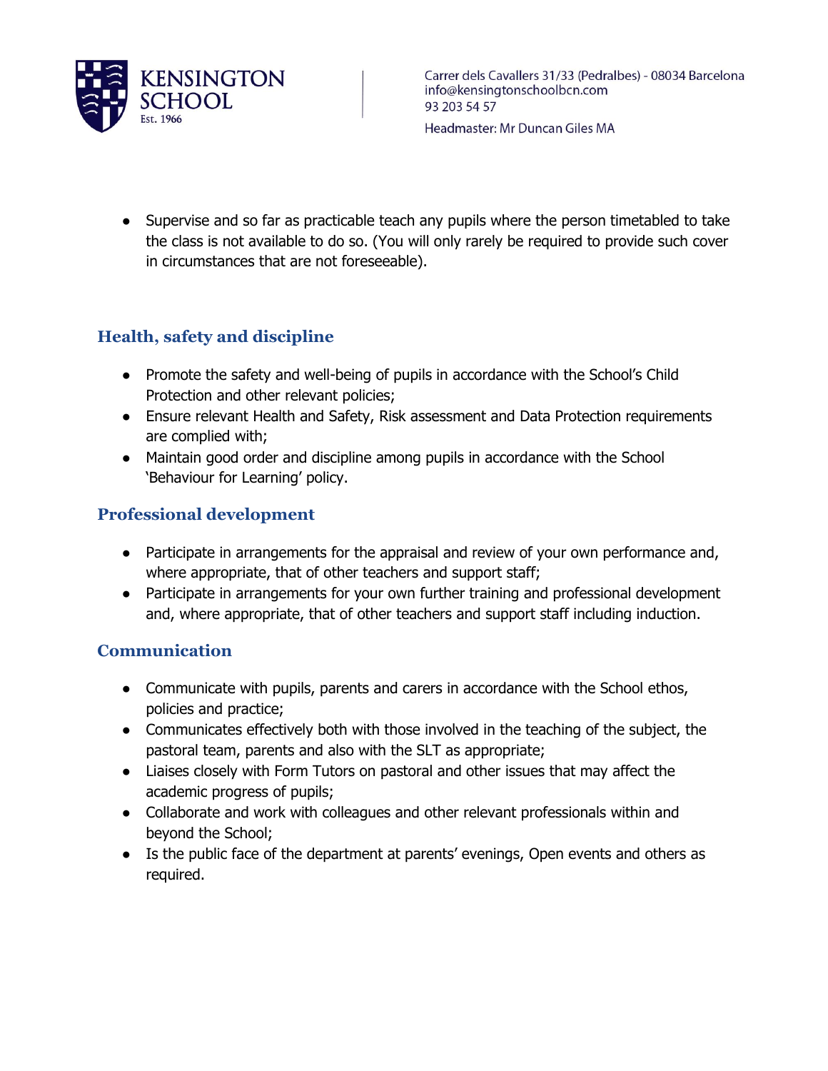- Supervise and so far as practicable teach any pupils where the person timetabled to take the class is not available to do so. (You will only rarely be required to provide such cover in circumstances that are not foreseeable).

## Health, safety and discipline

- Promote the safety and well-being of pupils in accordance with the School's Child Protection and other relevant policies;
- Ensure relevant Health and Safety, Risk assessment and Data Protection requirements are complied with;
- Maintain good order and discipline among pupils in accordance with the School 'Behaviour for Learning' policy.

## Professional development

- Participate in arrangements for the appraisal and review of your own performance and, where appropriate, that of other teachers and support staff;
- Participate in arrangements for your own further training and professional development and, where appropriate, that of other teachers and support staff including induction.

## Communication

- Communicate with pupils, parents and carers in accordance with the School ethos, policies and practice;
- Communicates effectively both with those involved in the teaching of the subject, the pastoral team, parents and also with the SLT as appropriate;
- Liaises closely with Form Tutors on pastoral and other issues that may affect the academic progress of pupils;
- Collaborate and work with colleagues and other relevant professionals within and beyond the School;
- Is the public face of the department at parents' evenings, Open events and others as required.